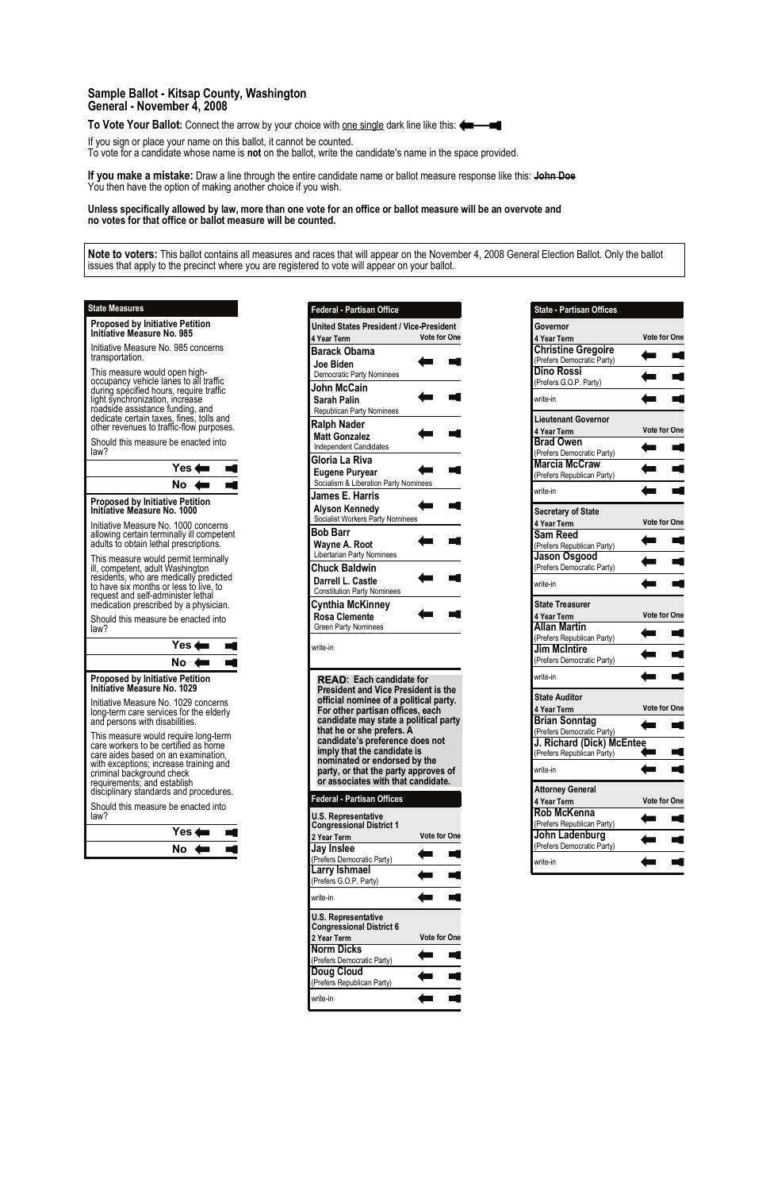## Sample Ballot - Kitsap County, Washington
## General - November 4, 2008

**To Vote Your Ballot:** Connect the arrow by your choice with one single dark line like this:

If you sign or place your name on this ballot, it cannot be counted.
To vote for a candidate whose name is **not** on the ballot, write the candidate's name in the space provided.

**If you make a mistake:** Draw a line through the entire candidate name or ballot measure response like this: ~~John Doe~~
You then have the option of making another choice if you wish.

**Unless specifically allowed by law, more than one vote for an office or ballot measure will be an overvote and no votes for that office or ballot measure will be counted.**

**Note to voters:** This ballot contains all measures and races that will appear on the November 4, 2008 General Election Ballot. Only the ballot issues that apply to the precinct where you are registered to vote will appear on your ballot.

### State Measures

**Proposed by Initiative Petition Initiative Measure No. 985**

Initiative Measure No. 985 concerns transportation.

This measure would open high-occupancy vehicle lanes to all traffic during specified hours, require traffic light synchronization, increase roadside assistance funding, and dedicate certain taxes, fines, tolls and other revenues to traffic-flow purposes.

Should this measure be enacted into law?

- Yes
- No

**Proposed by Initiative Petition Initiative Measure No. 1000**

Initiative Measure No. 1000 concerns allowing certain terminally ill competent adults to obtain lethal prescriptions.

This measure would permit terminally ill, competent, adult Washington residents, who are medically predicted to have six months or less to live, to request and self-administer lethal medication prescribed by a physician.

Should this measure be enacted into law?

- Yes
- No

**Proposed by Initiative Petition Initiative Measure No. 1029**

Initiative Measure No. 1029 concerns long-term care services for the elderly and persons with disabilities.

This measure would require long-term care workers to be certified as home care aides based on an examination, with exceptions; increase training and criminal background check requirements; and establish disciplinary standards and procedures.

Should this measure be enacted into law?

- Yes
- No

### Federal - Partisan Office

**United States President / Vice-President**
4 Year Term — Vote for One

- **Barack Obama** / **Joe Biden** — Democratic Party Nominees
- **John McCain** / **Sarah Palin** — Republican Party Nominees
- **Ralph Nader** / **Matt Gonzalez** — Independent Candidates
- **Gloria La Riva** / **Eugene Puryear** — Socialism & Liberation Party Nominees
- **James E. Harris** / **Alyson Kennedy** — Socialist Workers Party Nominees
- **Bob Barr** / **Wayne A. Root** — Libertarian Party Nominees
- **Chuck Baldwin** / **Darrell L. Castle** — Constitution Party Nominees
- **Cynthia McKinney** / **Rosa Clemente** — Green Party Nominees
- write-in

**READ: Each candidate for President and Vice President is the official nominee of a political party. For other partisan offices, each candidate may state a political party that he or she prefers. A candidate's preference does not imply that the candidate is nominated or endorsed by the party, or that the party approves of or associates with that candidate.**

### Federal - Partisan Offices

**U.S. Representative Congressional District 1**
2 Year Term — Vote for One

- **Jay Inslee** (Prefers Democratic Party)
- **Larry Ishmael** (Prefers G.O.P. Party)
- write-in

**U.S. Representative Congressional District 6**
2 Year Term — Vote for One

- **Norm Dicks** (Prefers Democratic Party)
- **Doug Cloud** (Prefers Republican Party)
- write-in

### State - Partisan Offices

**Governor**
4 Year Term — Vote for One

- **Christine Gregoire** (Prefers Democratic Party)
- **Dino Rossi** (Prefers G.O.P. Party)
- write-in

**Lieutenant Governor**
4 Year Term — Vote for One

- **Brad Owen** (Prefers Democratic Party)
- **Marcia McCraw** (Prefers Republican Party)
- write-in

**Secretary of State**
4 Year Term — Vote for One

- **Sam Reed** (Prefers Republican Party)
- **Jason Osgood** (Prefers Democratic Party)
- write-in

**State Treasurer**
4 Year Term — Vote for One

- **Allan Martin** (Prefers Republican Party)
- **Jim McIntire** (Prefers Democratic Party)
- write-in

**State Auditor**
4 Year Term — Vote for One

- **Brian Sonntag** (Prefers Democratic Party)
- **J. Richard (Dick) McEntee** (Prefers Republican Party)
- write-in

**Attorney General**
4 Year Term — Vote for One

- **Rob McKenna** (Prefers Republican Party)
- **John Ladenburg** (Prefers Democratic Party)
- write-in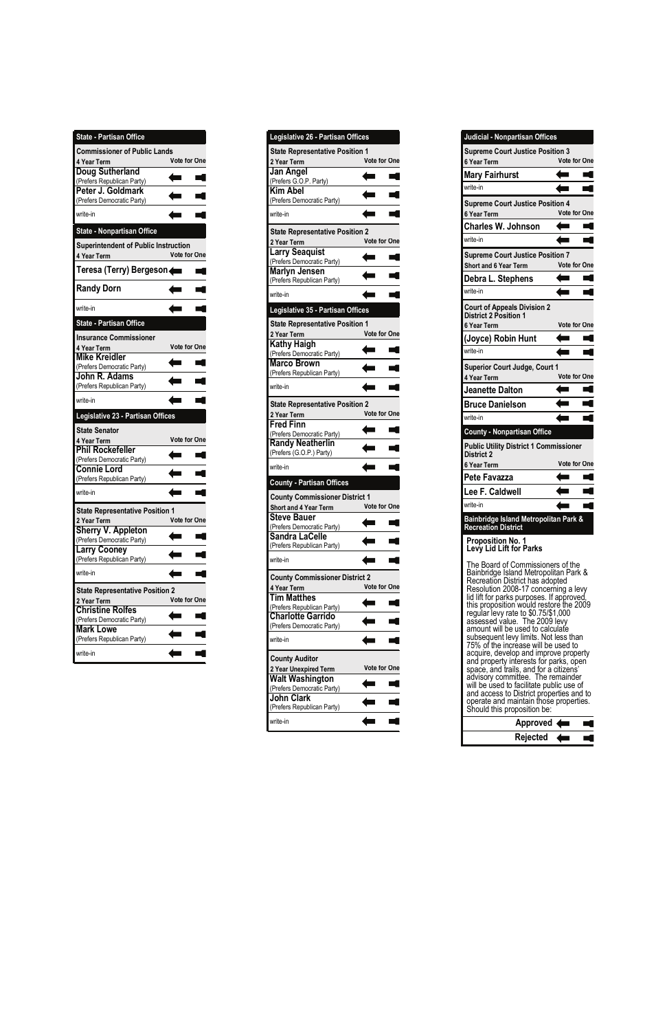## State - Partisan Office

### Commissioner of Public Lands
4 Year Term — Vote for One

- **Doug Sutherland** (Prefers Republican Party)
- **Peter J. Goldmark** (Prefers Democratic Party)
- write-in

## State - Nonpartisan Office

### Superintendent of Public Instruction
4 Year Term — Vote for One

- **Teresa (Terry) Bergeson**
- **Randy Dorn**
- write-in

## State - Partisan Office

### Insurance Commissioner
4 Year Term — Vote for One

- **Mike Kreidler** (Prefers Democratic Party)
- **John R. Adams** (Prefers Republican Party)
- write-in

## Legislative 23 - Partisan Offices

### State Senator
4 Year Term — Vote for One

- **Phil Rockefeller** (Prefers Democratic Party)
- **Connie Lord** (Prefers Republican Party)
- write-in

### State Representative Position 1
2 Year Term — Vote for One

- **Sherry V. Appleton** (Prefers Democratic Party)
- **Larry Cooney** (Prefers Republican Party)
- write-in

### State Representative Position 2
2 Year Term — Vote for One

- **Christine Rolfes** (Prefers Democratic Party)
- **Mark Lowe** (Prefers Republican Party)
- write-in

## Legislative 26 - Partisan Offices

### State Representative Position 1
2 Year Term — Vote for One

- **Jan Angel** (Prefers G.O.P. Party)
- **Kim Abel** (Prefers Democratic Party)
- write-in

### State Representative Position 2
2 Year Term — Vote for One

- **Larry Seaquist** (Prefers Democratic Party)
- **Marlyn Jensen** (Prefers Republican Party)
- write-in

## Legislative 35 - Partisan Offices

### State Representative Position 1
2 Year Term — Vote for One

- **Kathy Haigh** (Prefers Democratic Party)
- **Marco Brown** (Prefers Republican Party)
- write-in

### State Representative Position 2
2 Year Term — Vote for One

- **Fred Finn** (Prefers Democratic Party)
- **Randy Neatherlin** (Prefers (G.O.P.) Party)
- write-in

## County - Partisan Offices

### County Commissioner District 1
Short and 4 Year Term — Vote for One

- **Steve Bauer** (Prefers Democratic Party)
- **Sandra LaCelle** (Prefers Republican Party)
- write-in

### County Commissioner District 2
4 Year Term — Vote for One

- **Tim Matthes** (Prefers Republican Party)
- **Charlotte Garrido** (Prefers Democratic Party)
- write-in

### County Auditor
2 Year Unexpired Term — Vote for One

- **Walt Washington** (Prefers Democratic Party)
- **John Clark** (Prefers Republican Party)
- write-in

## Judicial - Nonpartisan Offices

### Supreme Court Justice Position 3
6 Year Term — Vote for One

- **Mary Fairhurst**
- write-in

### Supreme Court Justice Position 4
6 Year Term — Vote for One

- **Charles W. Johnson**
- write-in

### Supreme Court Justice Position 7
Short and 6 Year Term — Vote for One

- **Debra L. Stephens**
- write-in

### Court of Appeals Division 2 District 2 Position 1
6 Year Term — Vote for One

- **(Joyce) Robin Hunt**
- write-in

### Superior Court Judge, Court 1
4 Year Term — Vote for One

- **Jeanette Dalton**
- **Bruce Danielson**
- write-in

## County - Nonpartisan Office

### Public Utility District 1 Commissioner District 2
6 Year Term — Vote for One

- **Pete Favazza**
- **Lee F. Caldwell**
- write-in

## Bainbridge Island Metropolitan Park & Recreation District

### Proposition No. 1
### Levy Lid Lift for Parks

The Board of Commissioners of the Bainbridge Island Metropolitan Park & Recreation District has adopted Resolution 2008-17 concerning a levy lid lift for parks purposes. If approved, this proposition would restore the 2009 regular levy rate to $0.75/$1,000 assessed value. The 2009 levy amount will be used to calculate subsequent levy limits. Not less than 75% of the increase will be used to acquire, develop and improve property and property interests for parks, open space, and trails, and for a citizens' advisory committee. The remainder will be used to facilitate public use of and access to District properties and to operate and maintain those properties. Should this proposition be:

- **Approved**
- **Rejected**